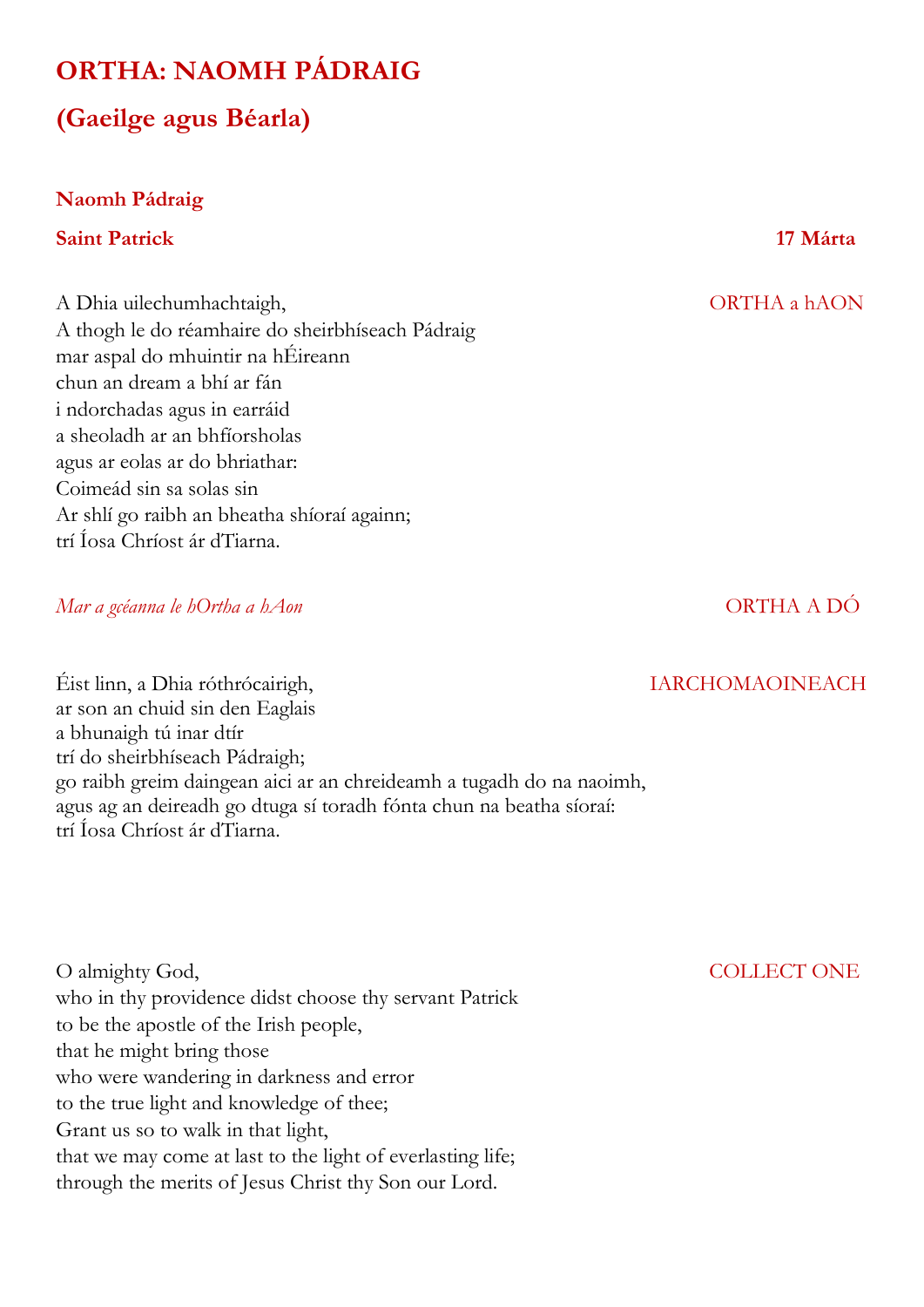# ORTHA: NAOMH PÁDRAIG

## (Gaeilge agus Béarla)

**Naomh Pádraig**

**Saint Patrick** **17 Márta**

ORTHA a hAON

A Dhia uilechumhachtaigh,
A thogh le do réamhaire do sheirbhíseach Pádraig
mar aspal do mhuintir na hÉireann
chun an dream a bhí ar fán
i ndorchadas agus in earráid
a sheoladh ar an bhfíorsholas
agus ar eolas ar do bhriathar:
Coimeád sin sa solas sin
Ar shlí go raibh an bheatha shíoraí againn;
trí Íosa Chríost ár dTiarna.

ORTHA A DÓ

*Mar a gcéanna le hOrtha a hAon*

IARCHOMAOINEACH

Éist linn, a Dhia róthrócairigh,
ar son an chuid sin den Eaglais
a bhunaigh tú inar dtír
trí do sheirbhíseach Pádraigh;
go raibh greim daingean aici ar an chreideamh a tugadh do na naoimh,
agus ag an deireadh go dtuga sí toradh fónta chun na beatha síoraí:
trí Íosa Chríost ár dTiarna.

COLLECT ONE

O almighty God,
who in thy providence didst choose thy servant Patrick
to be the apostle of the Irish people,
that he might bring those
who were wandering in darkness and error
to the true light and knowledge of thee;
Grant us so to walk in that light,
that we may come at last to the light of everlasting life;
through the merits of Jesus Christ thy Son our Lord.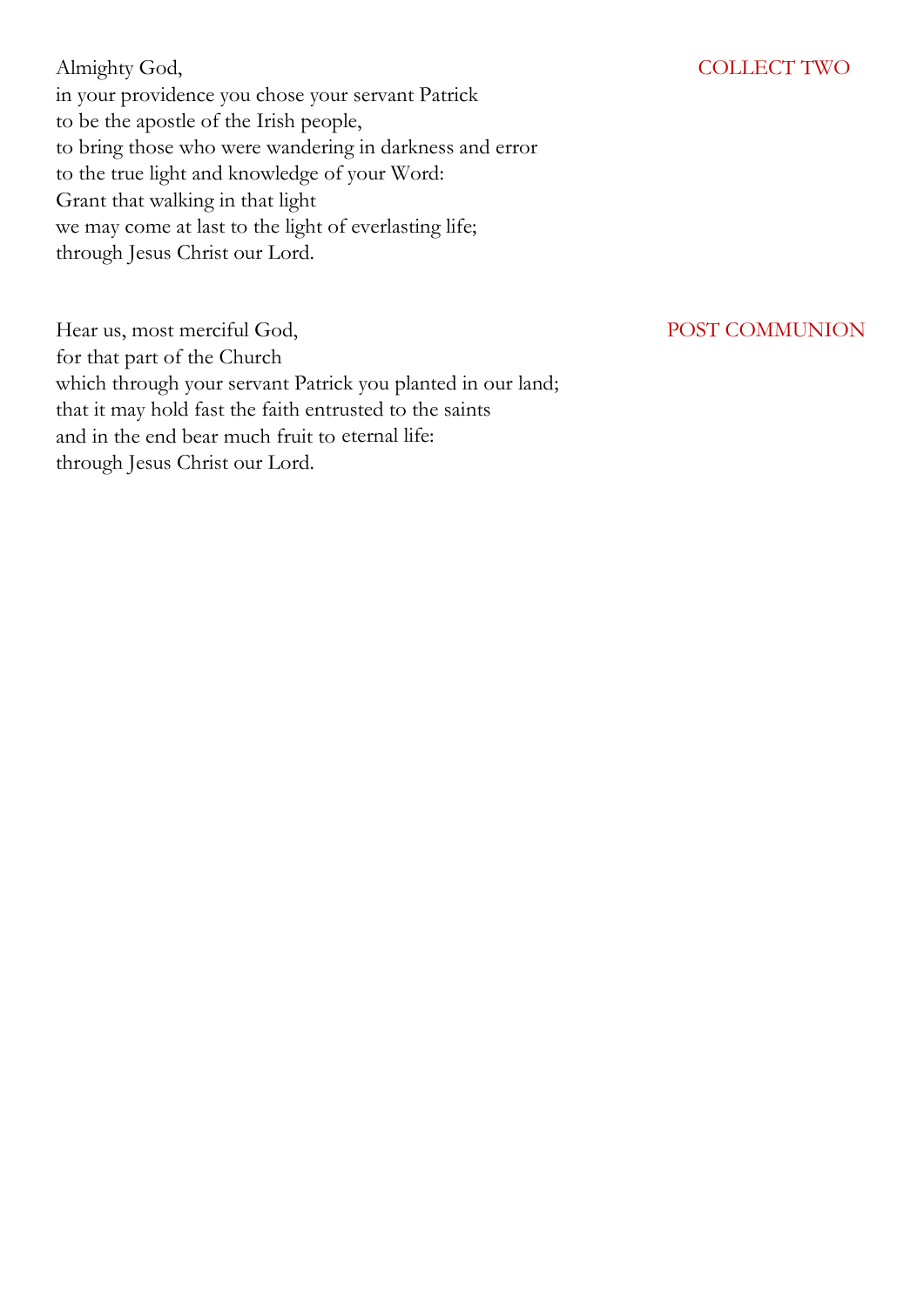COLLECT TWO

Almighty God,
in your providence you chose your servant Patrick
to be the apostle of the Irish people,
to bring those who were wandering in darkness and error
to the true light and knowledge of your Word:
Grant that walking in that light
we may come at last to the light of everlasting life;
through Jesus Christ our Lord.

POST COMMUNION

Hear us, most merciful God,
for that part of the Church
which through your servant Patrick you planted in our land;
that it may hold fast the faith entrusted to the saints
and in the end bear much fruit to eternal life:
through Jesus Christ our Lord.